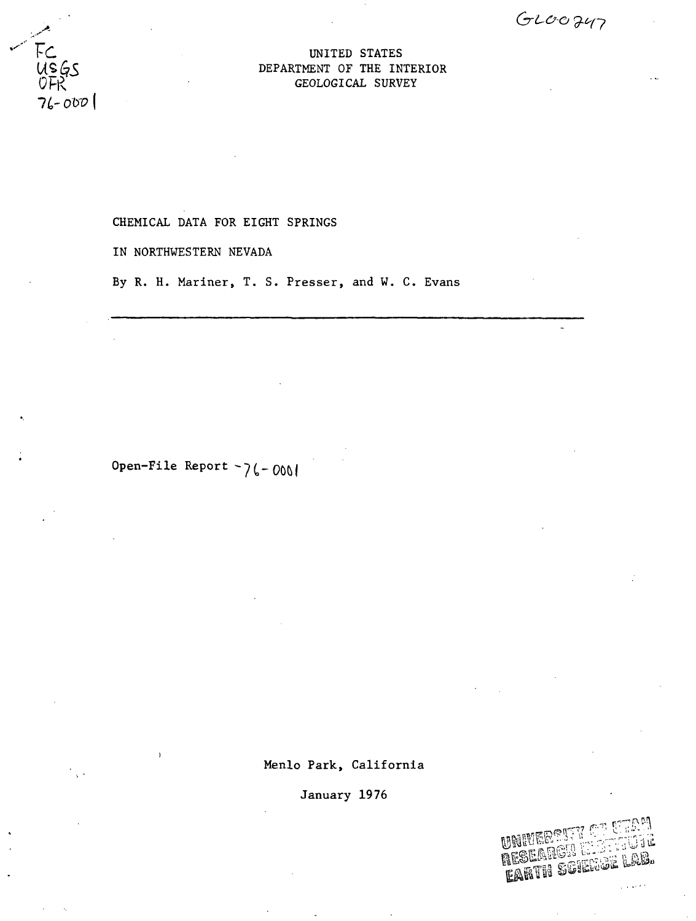GL00247

FC
USGS
OFR
76-0001

UNITED STATES
DEPARTMENT OF THE INTERIOR
GEOLOGICAL SURVEY

# CHEMICAL DATA FOR EIGHT SPRINGS IN NORTHWESTERN NEVADA

By R. H. Mariner, T. S. Presser, and W. C. Evans

---

Open-File Report -76-0001

Menlo Park, California

January 1976

UNIVERSITY OF UTAH
RESEARCH INSTITUTE
EARTH SCIENCE LAB.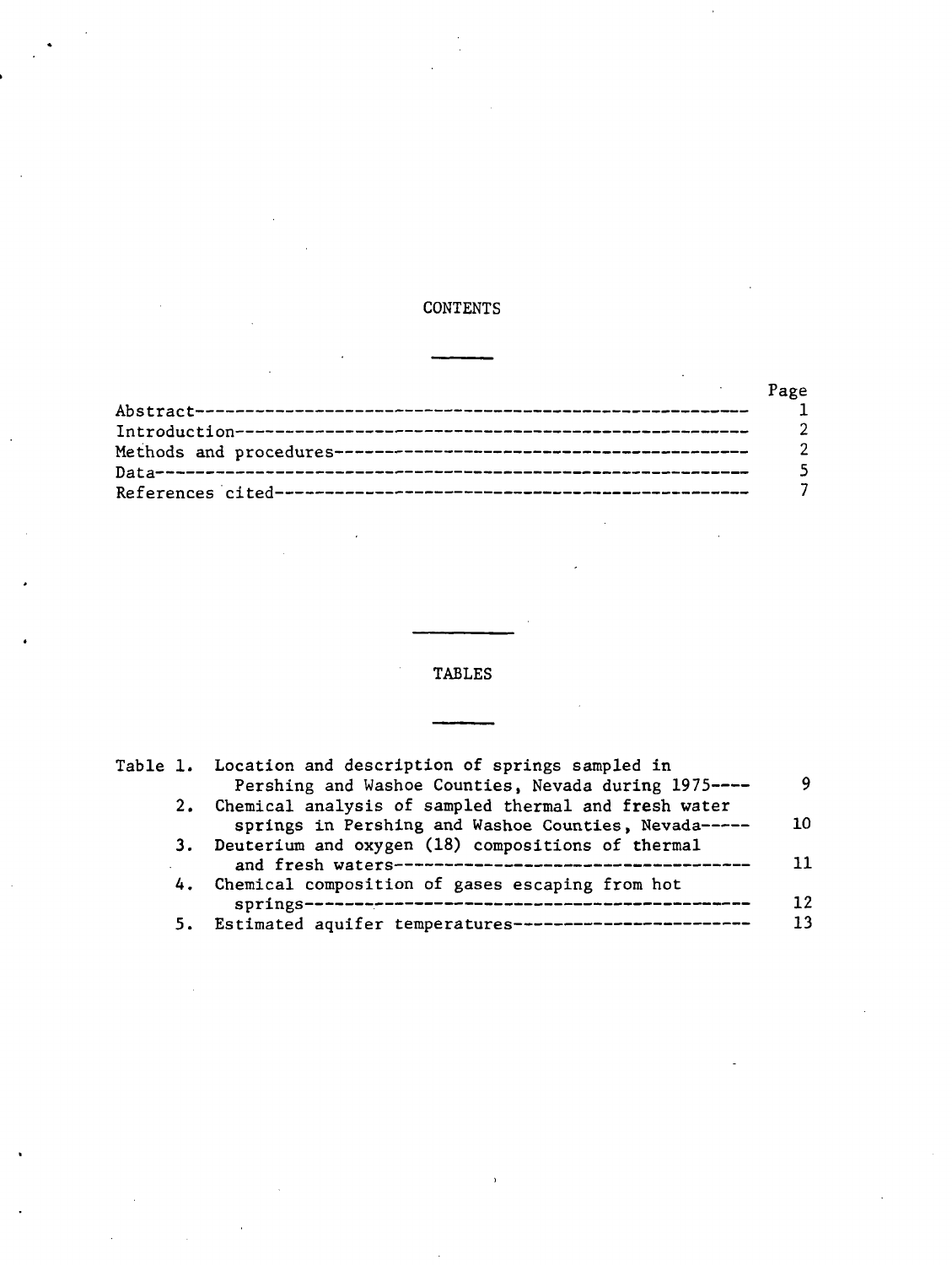# CONTENTS

| | Page |
|---|---|
| Abstract | 1 |
| Introduction | 2 |
| Methods and procedures | 2 |
| Data | 5 |
| References cited | 7 |

# TABLES

| | | Page |
|---|---|---|
| Table 1. | Location and description of springs sampled in Pershing and Washoe Counties, Nevada during 1975 | 9 |
| 2. | Chemical analysis of sampled thermal and fresh water springs in Pershing and Washoe Counties, Nevada | 10 |
| 3. | Deuterium and oxygen (18) compositions of thermal and fresh waters | 11 |
| 4. | Chemical composition of gases escaping from hot springs | 12 |
| 5. | Estimated aquifer temperatures | 13 |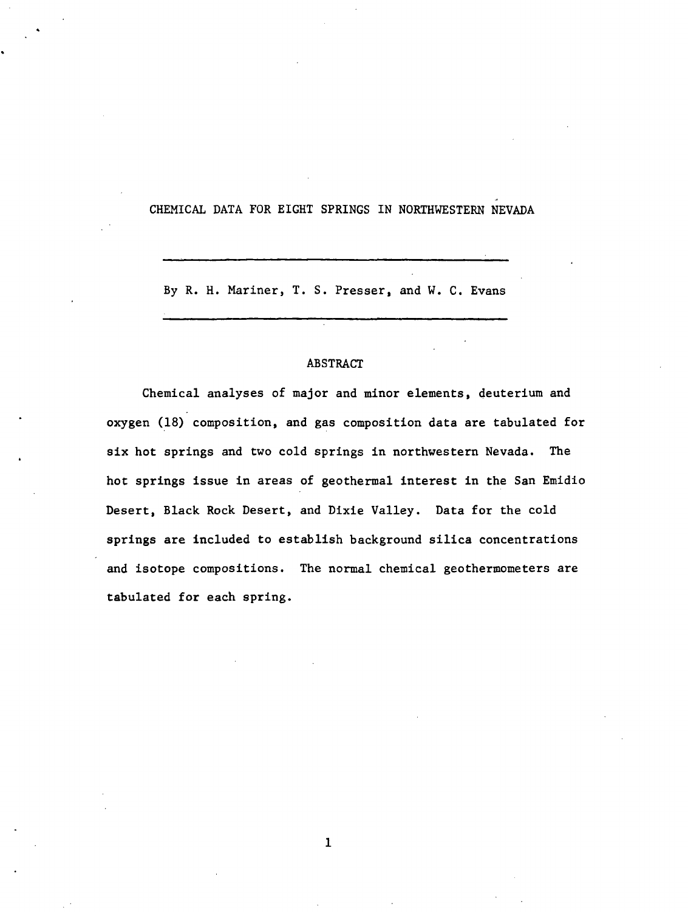# CHEMICAL DATA FOR EIGHT SPRINGS IN NORTHWESTERN NEVADA

By R. H. Mariner, T. S. Presser, and W. C. Evans

## ABSTRACT

Chemical analyses of major and minor elements, deuterium and oxygen (18) composition, and gas composition data are tabulated for six hot springs and two cold springs in northwestern Nevada. The hot springs issue in areas of geothermal interest in the San Emidio Desert, Black Rock Desert, and Dixie Valley. Data for the cold springs are included to establish background silica concentrations and isotope compositions. The normal chemical geothermometers are tabulated for each spring.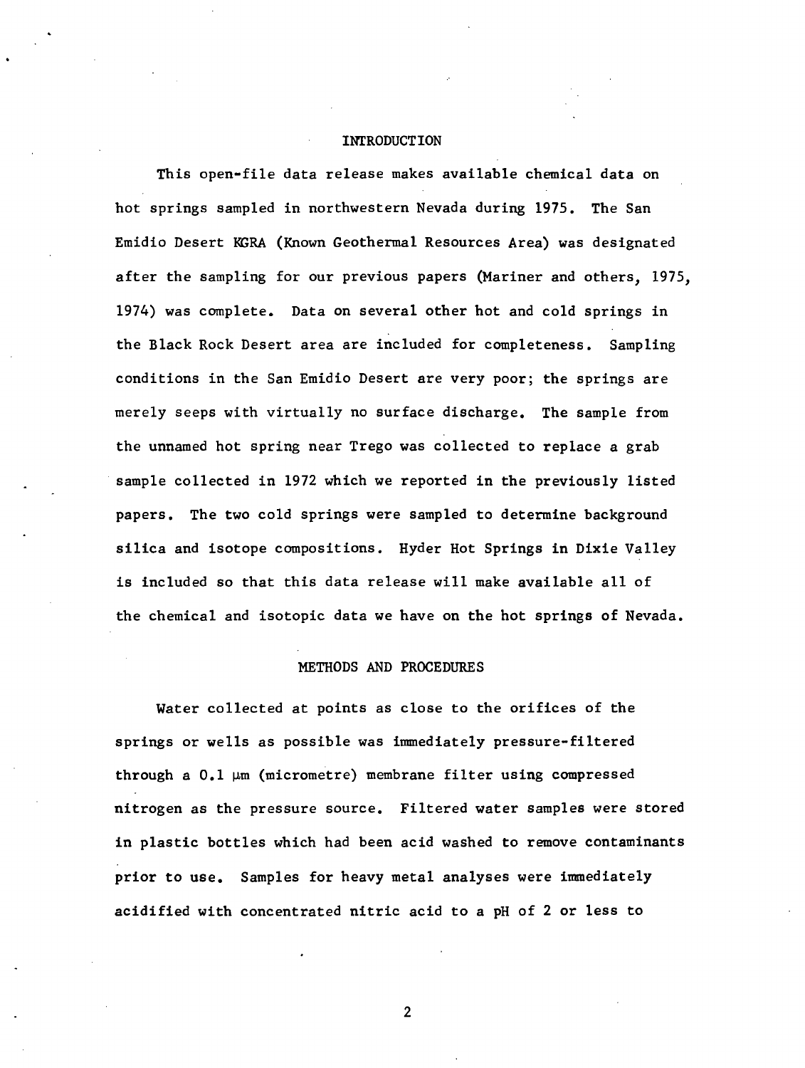## INTRODUCTION

This open-file data release makes available chemical data on hot springs sampled in northwestern Nevada during 1975. The San Emidio Desert KGRA (Known Geothermal Resources Area) was designated after the sampling for our previous papers (Mariner and others, 1975, 1974) was complete. Data on several other hot and cold springs in the Black Rock Desert area are included for completeness. Sampling conditions in the San Emidio Desert are very poor; the springs are merely seeps with virtually no surface discharge. The sample from the unnamed hot spring near Trego was collected to replace a grab sample collected in 1972 which we reported in the previously listed papers. The two cold springs were sampled to determine background silica and isotope compositions. Hyder Hot Springs in Dixie Valley is included so that this data release will make available all of the chemical and isotopic data we have on the hot springs of Nevada.

## METHODS AND PROCEDURES

Water collected at points as close to the orifices of the springs or wells as possible was immediately pressure-filtered through a 0.1 μm (micrometre) membrane filter using compressed nitrogen as the pressure source. Filtered water samples were stored in plastic bottles which had been acid washed to remove contaminants prior to use. Samples for heavy metal analyses were immediately acidified with concentrated nitric acid to a pH of 2 or less to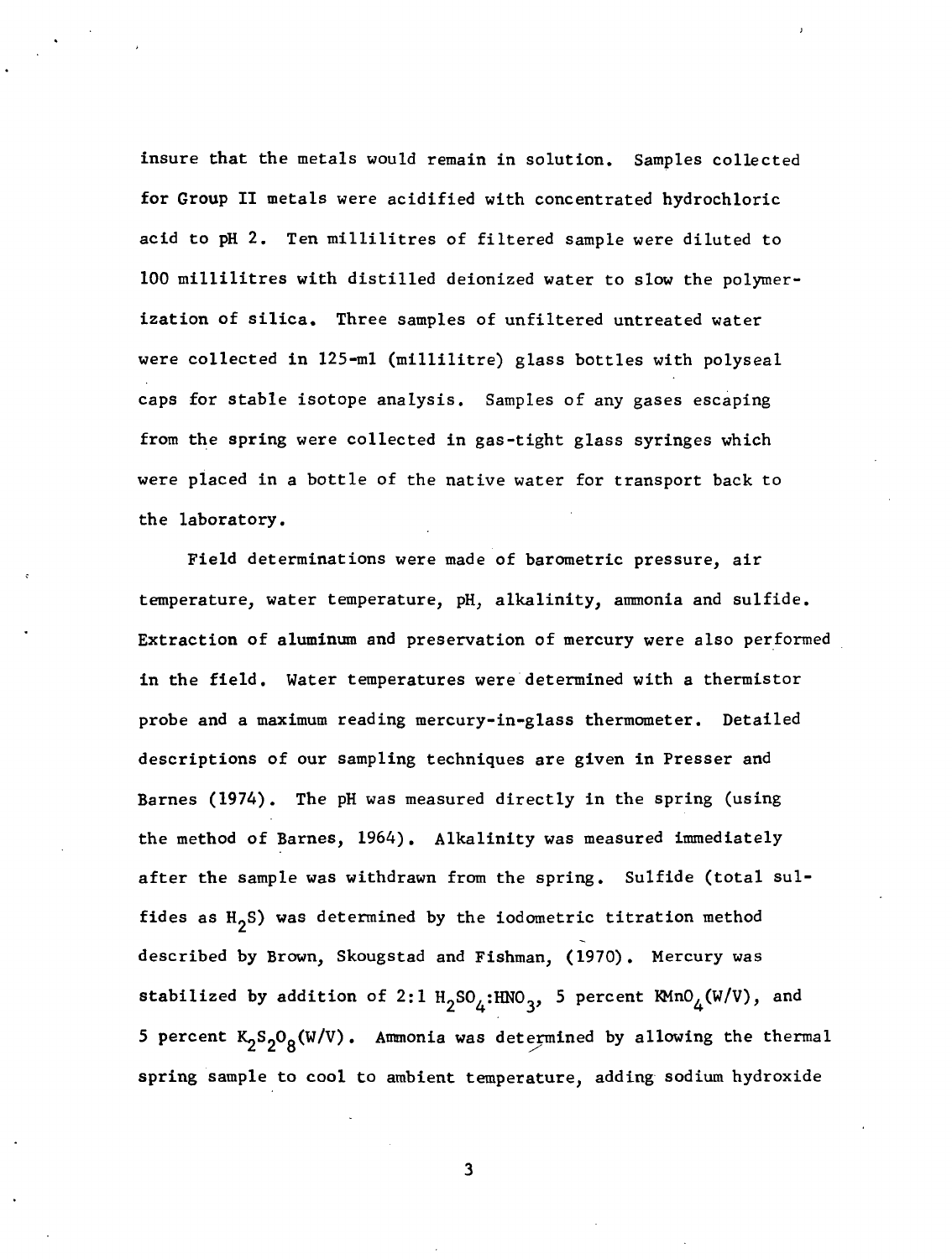insure that the metals would remain in solution. Samples collected for Group II metals were acidified with concentrated hydrochloric acid to pH 2. Ten millilitres of filtered sample were diluted to 100 millilitres with distilled deionized water to slow the polymerization of silica. Three samples of unfiltered untreated water were collected in 125-ml (millilitre) glass bottles with polyseal caps for stable isotope analysis. Samples of any gases escaping from the spring were collected in gas-tight glass syringes which were placed in a bottle of the native water for transport back to the laboratory.

Field determinations were made of barometric pressure, air temperature, water temperature, pH, alkalinity, ammonia and sulfide. Extraction of aluminum and preservation of mercury were also performed in the field. Water temperatures were determined with a thermistor probe and a maximum reading mercury-in-glass thermometer. Detailed descriptions of our sampling techniques are given in Presser and Barnes (1974). The pH was measured directly in the spring (using the method of Barnes, 1964). Alkalinity was measured immediately after the sample was withdrawn from the spring. Sulfide (total sulfides as $H_2S$) was determined by the iodometric titration method described by Brown, Skougstad and Fishman, (1970). Mercury was stabilized by addition of 2:1 $H_2SO_4$:$HNO_3$, 5 percent $KMnO_4$(W/V), and 5 percent $K_2S_2O_8$(W/V). Ammonia was determined by allowing the thermal spring sample to cool to ambient temperature, adding sodium hydroxide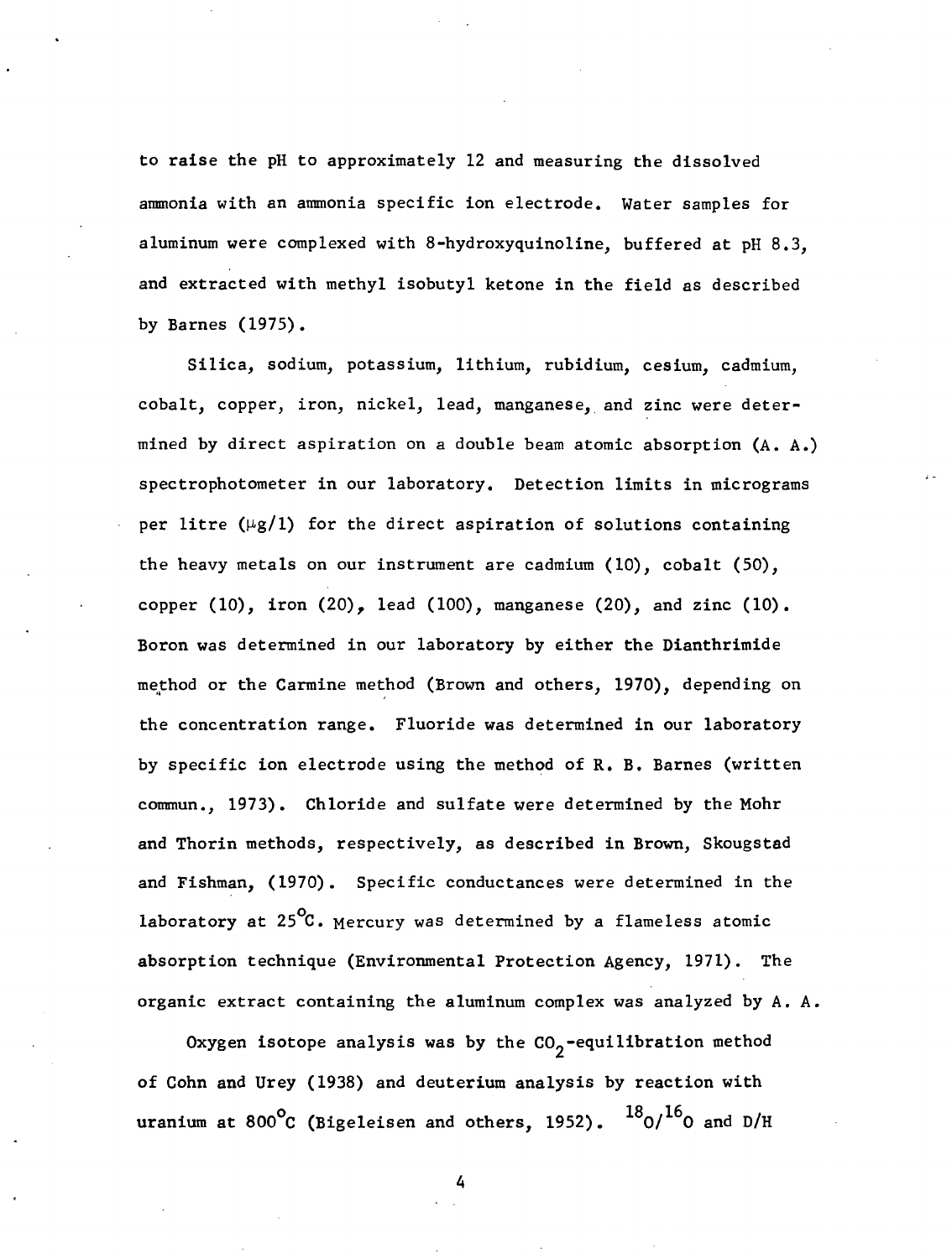to raise the pH to approximately 12 and measuring the dissolved ammonia with an ammonia specific ion electrode. Water samples for aluminum were complexed with 8-hydroxyquinoline, buffered at pH 8.3, and extracted with methyl isobutyl ketone in the field as described by Barnes (1975).

Silica, sodium, potassium, lithium, rubidium, cesium, cadmium, cobalt, copper, iron, nickel, lead, manganese, and zinc were determined by direct aspiration on a double beam atomic absorption (A. A.) spectrophotometer in our laboratory. Detection limits in micrograms per litre ($\mu g/l$) for the direct aspiration of solutions containing the heavy metals on our instrument are cadmium (10), cobalt (50), copper (10), iron (20), lead (100), manganese (20), and zinc (10). Boron was determined in our laboratory by either the Dianthrimide method or the Carmine method (Brown and others, 1970), depending on the concentration range. Fluoride was determined in our laboratory by specific ion electrode using the method of R. B. Barnes (written commun., 1973). Chloride and sulfate were determined by the Mohr and Thorin methods, respectively, as described in Brown, Skougstad and Fishman, (1970). Specific conductances were determined in the laboratory at 25°C. Mercury was determined by a flameless atomic absorption technique (Environmental Protection Agency, 1971). The organic extract containing the aluminum complex was analyzed by A. A.

Oxygen isotope analysis was by the $CO_2$-equilibration method of Cohn and Urey (1938) and deuterium analysis by reaction with uranium at 800°C (Bigeleisen and others, 1952). $^{18}O/^{16}O$ and D/H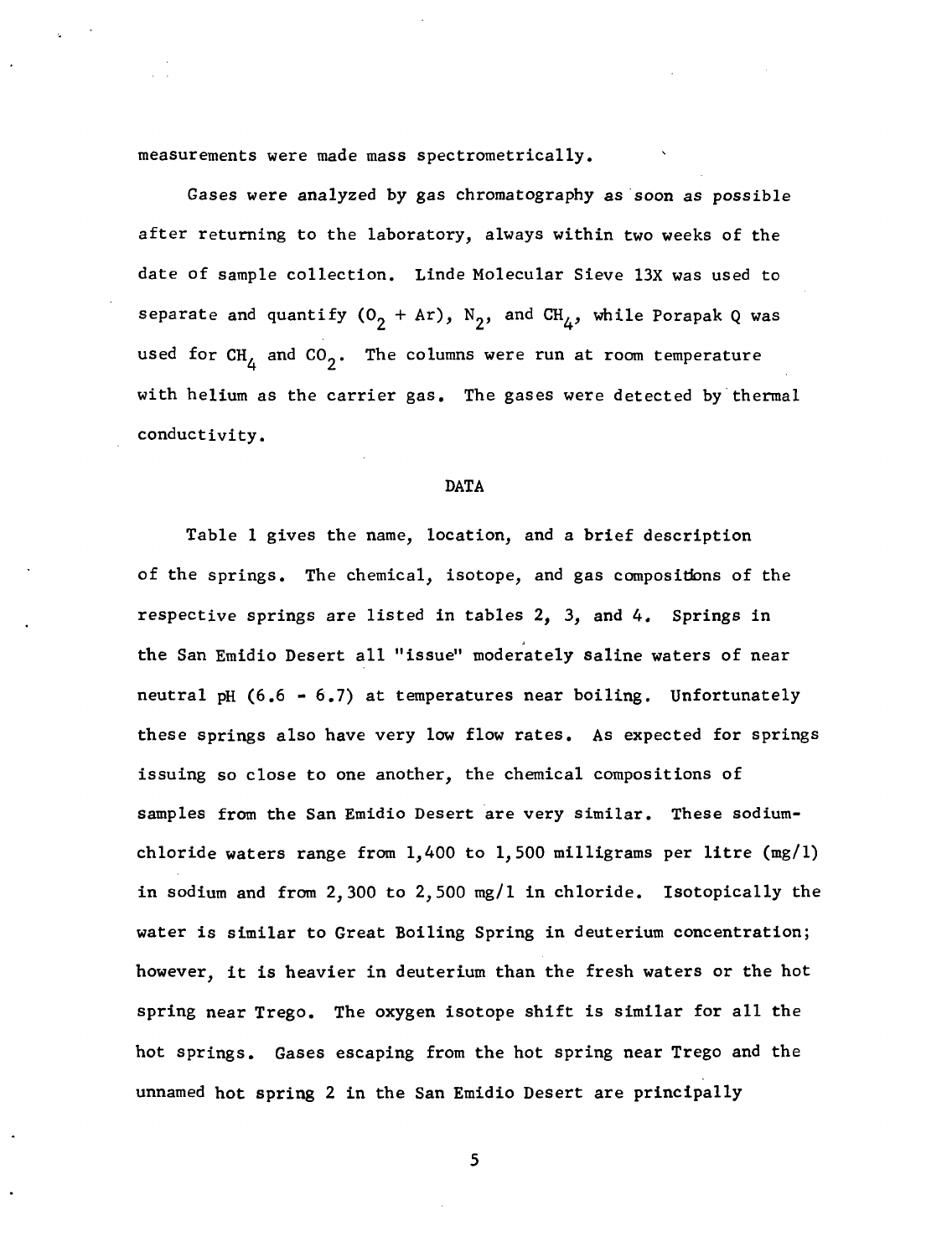measurements were made mass spectrometrically.

Gases were analyzed by gas chromatography as soon as possible after returning to the laboratory, always within two weeks of the date of sample collection. Linde Molecular Sieve 13X was used to separate and quantify ($O_2$ + Ar), $N_2$, and $CH_4$, while Porapak Q was used for $CH_4$ and $CO_2$. The columns were run at room temperature with helium as the carrier gas. The gases were detected by thermal conductivity.

## DATA

Table 1 gives the name, location, and a brief description of the springs. The chemical, isotope, and gas compositions of the respective springs are listed in tables 2, 3, and 4. Springs in the San Emidio Desert all "issue" moderately saline waters of near neutral pH (6.6 - 6.7) at temperatures near boiling. Unfortunately these springs also have very low flow rates. As expected for springs issuing so close to one another, the chemical compositions of samples from the San Emidio Desert are very similar. These sodium-chloride waters range from 1,400 to 1,500 milligrams per litre (mg/l) in sodium and from 2,300 to 2,500 mg/l in chloride. Isotopically the water is similar to Great Boiling Spring in deuterium concentration; however, it is heavier in deuterium than the fresh waters or the hot spring near Trego. The oxygen isotope shift is similar for all the hot springs. Gases escaping from the hot spring near Trego and the unnamed hot spring 2 in the San Emidio Desert are principally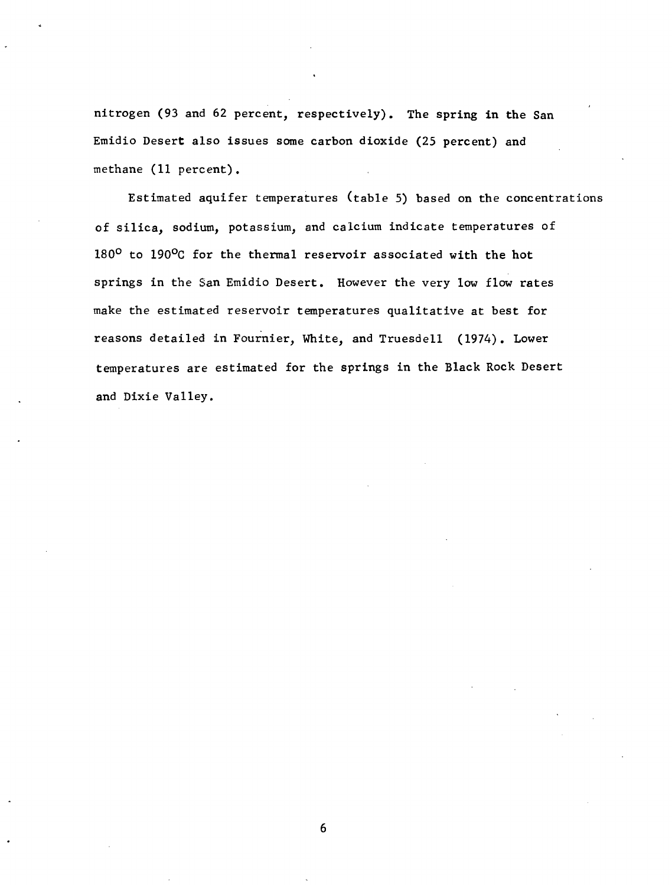nitrogen (93 and 62 percent, respectively). The spring in the San Emidio Desert also issues some carbon dioxide (25 percent) and methane (11 percent).

Estimated aquifer temperatures (table 5) based on the concentrations of silica, sodium, potassium, and calcium indicate temperatures of 180° to 190°C for the thermal reservoir associated with the hot springs in the San Emidio Desert. However the very low flow rates make the estimated reservoir temperatures qualitative at best for reasons detailed in Fournier, White, and Truesdell (1974). Lower temperatures are estimated for the springs in the Black Rock Desert and Dixie Valley.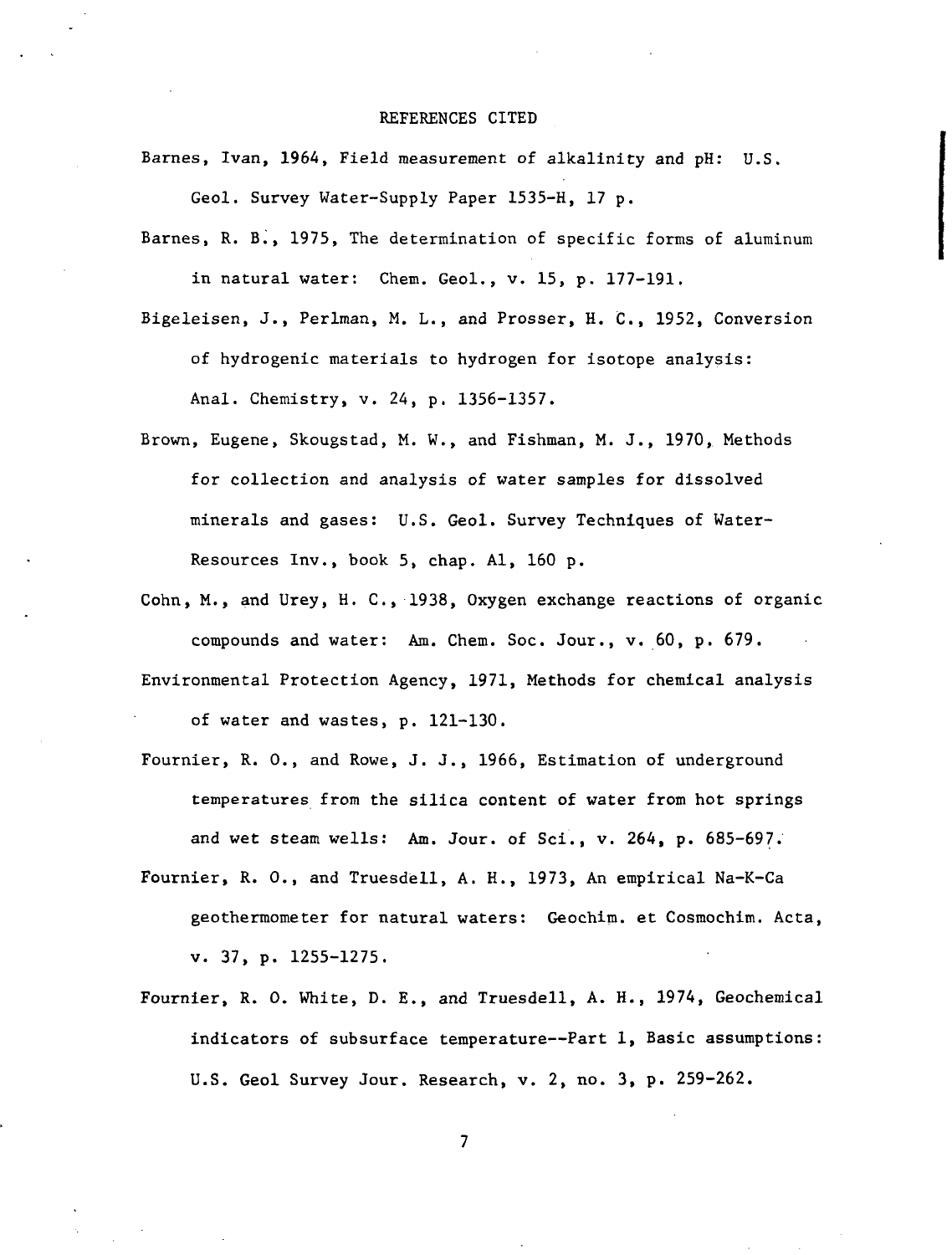# REFERENCES CITED

Barnes, Ivan, 1964, Field measurement of alkalinity and pH: U.S. Geol. Survey Water-Supply Paper 1535-H, 17 p.

Barnes, R. B., 1975, The determination of specific forms of aluminum in natural water: Chem. Geol., v. 15, p. 177-191.

Bigeleisen, J., Perlman, M. L., and Prosser, H. C., 1952, Conversion of hydrogenic materials to hydrogen for isotope analysis: Anal. Chemistry, v. 24, p. 1356-1357.

Brown, Eugene, Skougstad, M. W., and Fishman, M. J., 1970, Methods for collection and analysis of water samples for dissolved minerals and gases: U.S. Geol. Survey Techniques of Water-Resources Inv., book 5, chap. A1, 160 p.

Cohn, M., and Urey, H. C., 1938, Oxygen exchange reactions of organic compounds and water: Am. Chem. Soc. Jour., v. 60, p. 679.

Environmental Protection Agency, 1971, Methods for chemical analysis of water and wastes, p. 121-130.

Fournier, R. O., and Rowe, J. J., 1966, Estimation of underground temperatures from the silica content of water from hot springs and wet steam wells: Am. Jour. of Sci., v. 264, p. 685-697.

Fournier, R. O., and Truesdell, A. H., 1973, An empirical Na-K-Ca geothermometer for natural waters: Geochim. et Cosmochim. Acta, v. 37, p. 1255-1275.

Fournier, R. O. White, D. E., and Truesdell, A. H., 1974, Geochemical indicators of subsurface temperature--Part 1, Basic assumptions: U.S. Geol Survey Jour. Research, v. 2, no. 3, p. 259-262.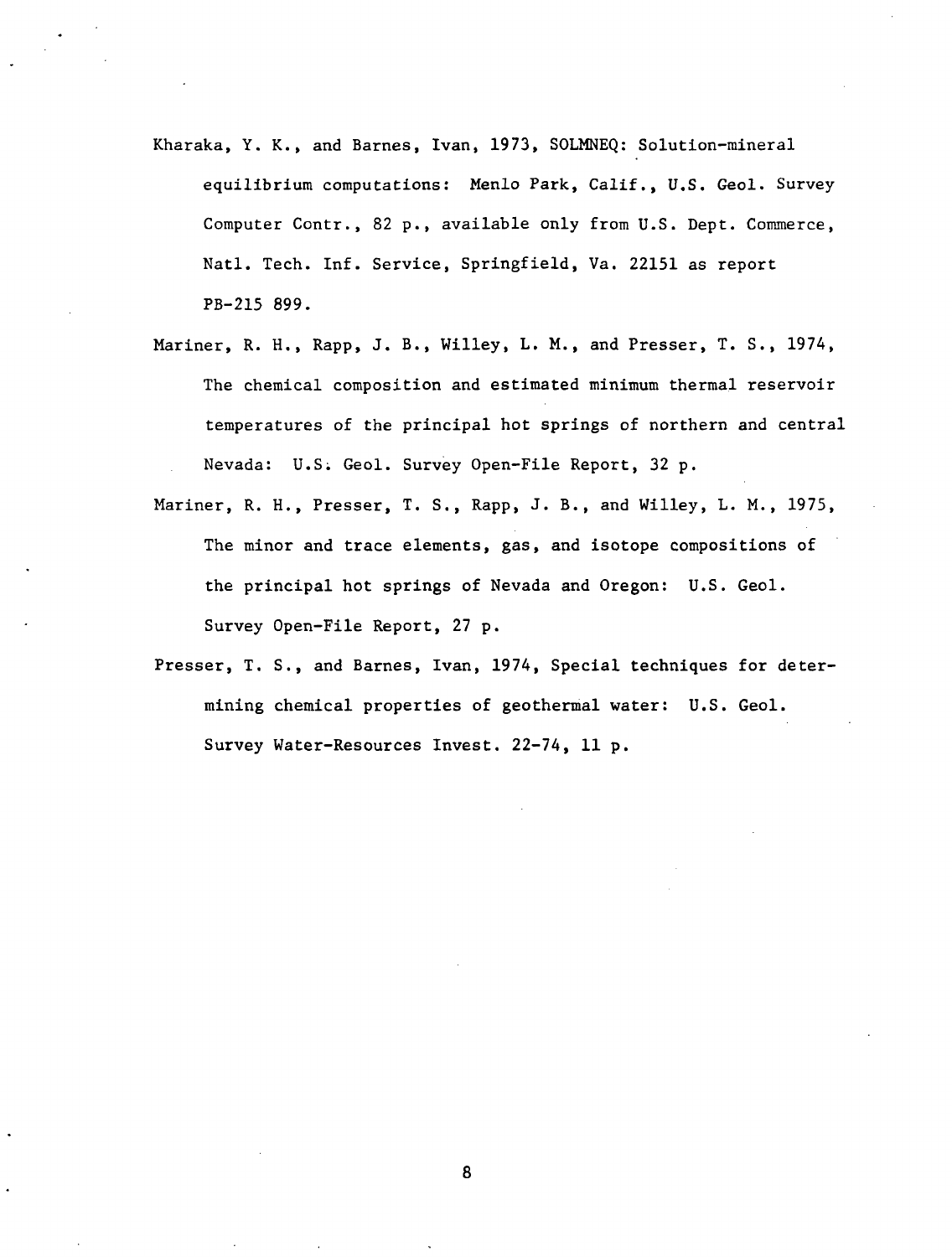Kharaka, Y. K., and Barnes, Ivan, 1973, SOLMNEQ: Solution-mineral equilibrium computations: Menlo Park, Calif., U.S. Geol. Survey Computer Contr., 82 p., available only from U.S. Dept. Commerce, Natl. Tech. Inf. Service, Springfield, Va. 22151 as report PB-215 899.

Mariner, R. H., Rapp, J. B., Willey, L. M., and Presser, T. S., 1974, The chemical composition and estimated minimum thermal reservoir temperatures of the principal hot springs of northern and central Nevada: U.S. Geol. Survey Open-File Report, 32 p.

Mariner, R. H., Presser, T. S., Rapp, J. B., and Willey, L. M., 1975, The minor and trace elements, gas, and isotope compositions of the principal hot springs of Nevada and Oregon: U.S. Geol. Survey Open-File Report, 27 p.

Presser, T. S., and Barnes, Ivan, 1974, Special techniques for determining chemical properties of geothermal water: U.S. Geol. Survey Water-Resources Invest. 22-74, 11 p.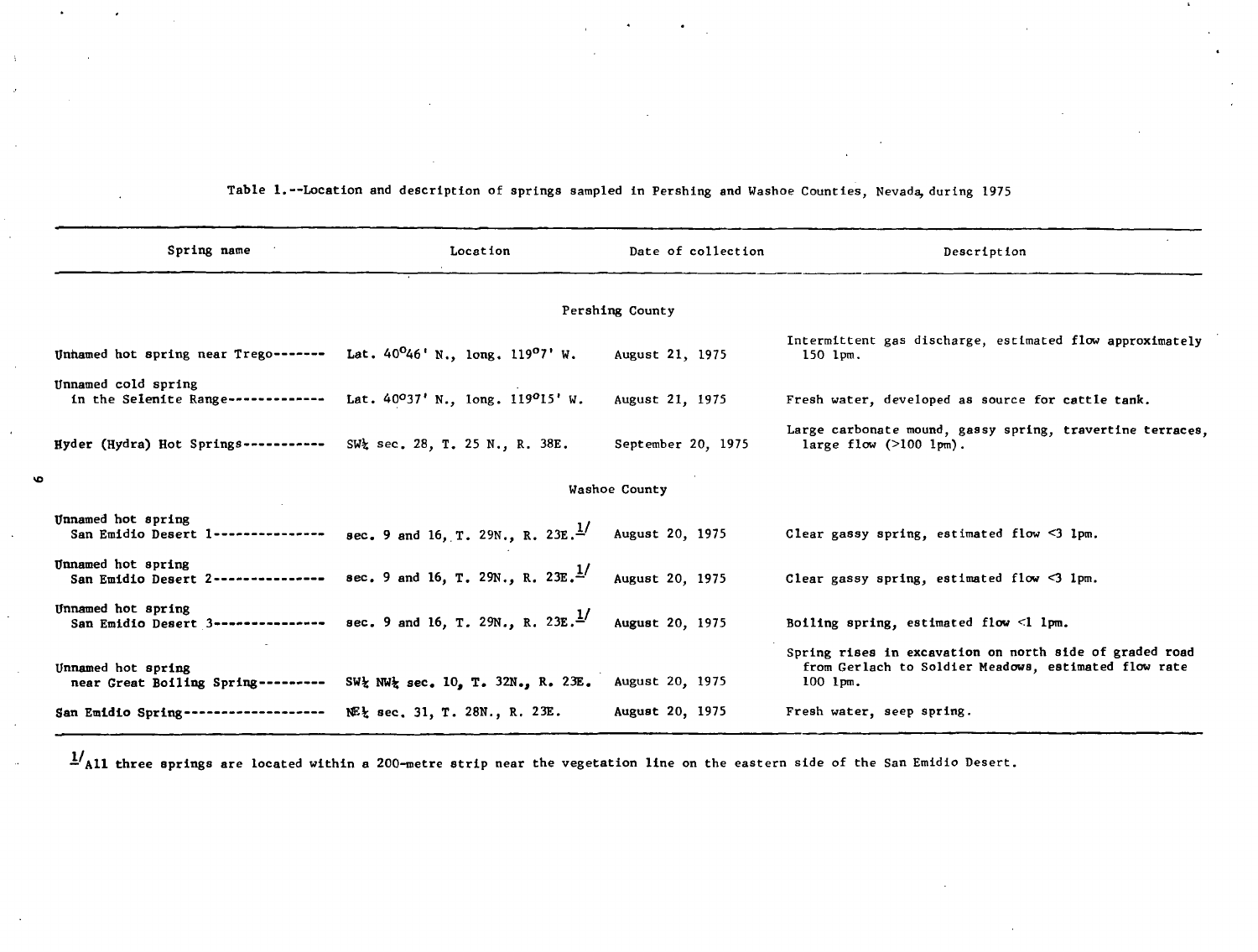Table 1.--Location and description of springs sampled in Pershing and Washoe Counties, Nevada, during 1975

| Spring name | Location | Date of collection | Description |
|---|---|---|---|
| **Pershing County** | | | |
| Unnamed hot spring near Trego | Lat. 40°46' N., long. 119°7' W. | August 21, 1975 | Intermittent gas discharge, estimated flow approximately 150 lpm. |
| Unnamed cold spring in the Selenite Range | Lat. 40°37' N., long. 119°15' W. | August 21, 1975 | Fresh water, developed as source for cattle tank. |
| Hyder (Hydra) Hot Springs | SW¼ sec. 28, T. 25 N., R. 38E. | September 20, 1975 | Large carbonate mound, gassy spring, travertine terraces, large flow (>100 lpm). |
| **Washoe County** | | | |
| Unnamed hot spring San Emidio Desert 1 | sec. 9 and 16, T. 29N., R. 23E.[1/] | August 20, 1975 | Clear gassy spring, estimated flow <3 lpm. |
| Unnamed hot spring San Emidio Desert 2 | sec. 9 and 16, T. 29N., R. 23E.[1/] | August 20, 1975 | Clear gassy spring, estimated flow <3 lpm. |
| Unnamed hot spring San Emidio Desert 3 | sec. 9 and 16, T. 29N., R. 23E.[1/] | August 20, 1975 | Boiling spring, estimated flow <1 lpm. |
| Unnamed hot spring near Great Boiling Spring | SW¼ NW¼ sec. 10, T. 32N., R. 23E. | August 20, 1975 | Spring rises in excavation on north side of graded road from Gerlach to Soldier Meadows, estimated flow rate 100 lpm. |
| San Emidio Spring | NE¼ sec. 31, T. 28N., R. 23E. | August 20, 1975 | Fresh water, seep spring. |

[1/] All three springs are located within a 200-metre strip near the vegetation line on the eastern side of the San Emidio Desert.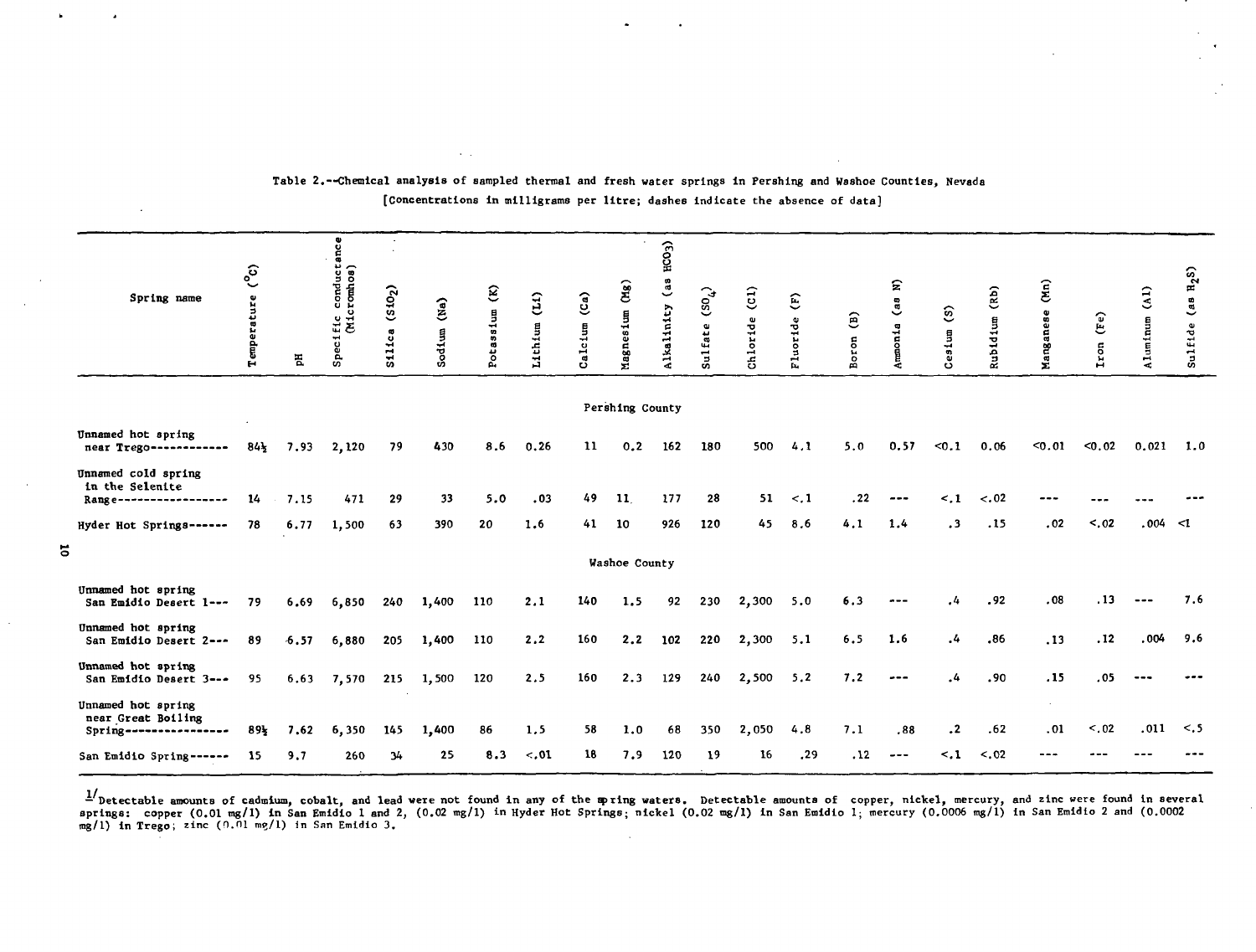Table 2.--Chemical analysis of sampled thermal and fresh water springs in Pershing and Washoe Counties, Nevada

[Concentrations in milligrams per litre; dashes indicate the absence of data]

| Spring name | Temperature (°C) | pH | Specific conductance (Micromhos) | Silica ($SiO_2$) | Sodium (Na) | Potassium (K) | Lithium (Li) | Calcium (Ca) | Magnesium (Mg) | Alkalinity (as $HCO_3$) | Sulfate ($SO_4$) | Chloride (Cl) | Fluoride (F) | Boron (B) | Ammonia (as N) | Cesium (S) | Rubidium (Rb) | Manganese (Mn) | Iron (Fe) | Aluminum (Al) | Sulfide (as $H_2S$) |
|---|---|---|---|---|---|---|---|---|---|---|---|---|---|---|---|---|---|---|---|---|---|
| **Pershing County** | | | | | | | | | | | | | | | | | | | | | |
| Unnamed hot spring near Trego | 84½ | 7.93 | 2,120 | 79 | 430 | 8.6 | 0.26 | 11 | 0.2 | 162 | 180 | 500 | 4.1 | 5.0 | 0.57 | <0.1 | 0.06 | <0.01 | <0.02 | 0.021 | 1.0 |
| Unnamed cold spring in the Selenite Range | 14 | 7.15 | 471 | 29 | 33 | 5.0 | .03 | 49 | 11 | 177 | 28 | 51 | <.1 | .22 | --- | <.1 | <.02 | --- | --- | --- | --- |
| Hyder Hot Springs | 78 | 6.77 | 1,500 | 63 | 390 | 20 | 1.6 | 41 | 10 | 926 | 120 | 45 | 8.6 | 4.1 | 1.4 | .3 | .15 | .02 | <.02 | .004 | <1 |
| **Washoe County** | | | | | | | | | | | | | | | | | | | | | |
| Unnamed hot spring San Emidio Desert 1 | 79 | 6.69 | 6,850 | 240 | 1,400 | 110 | 2.1 | 140 | 1.5 | 92 | 230 | 2,300 | 5.0 | 6.3 | --- | .4 | .92 | .08 | .13 | --- | 7.6 |
| Unnamed hot spring San Emidio Desert 2 | 89 | 6.57 | 6,880 | 205 | 1,400 | 110 | 2.2 | 160 | 2.2 | 102 | 220 | 2,300 | 5.1 | 6.5 | 1.6 | .4 | .86 | .13 | .12 | .004 | 9.6 |
| Unnamed hot spring San Emidio Desert 3 | 95 | 6.63 | 7,570 | 215 | 1,500 | 120 | 2.5 | 160 | 2.3 | 129 | 240 | 2,500 | 5.2 | 7.2 | --- | .4 | .90 | .15 | .05 | --- | --- |
| Unnamed hot spring near Great Boiling Spring | 89½ | 7.62 | 6,350 | 145 | 1,400 | 86 | 1.5 | 58 | 1.0 | 68 | 350 | 2,050 | 4.8 | 7.1 | .88 | .2 | .62 | .01 | <.02 | .011 | <.5 |
| San Emidio Spring | 15 | 9.7 | 260 | 34 | 25 | 8.3 | <.01 | 18 | 7.9 | 120 | 19 | 16 | .29 | .12 | --- | <.1 | <.02 | --- | --- | --- | --- |

[1] Detectable amounts of cadmium, cobalt, and lead were not found in any of the spring waters. Detectable amounts of copper, nickel, mercury, and zinc were found in several springs: copper (0.01 mg/l) in San Emidio 1 and 2, (0.02 mg/l) in Hyder Hot Springs; nickel (0.02 mg/l) in San Emidio 1; mercury (0.0006 mg/l) in San Emidio 2 and (0.0002 mg/l) in Trego; zinc (0.01 mg/l) in San Emidio 3.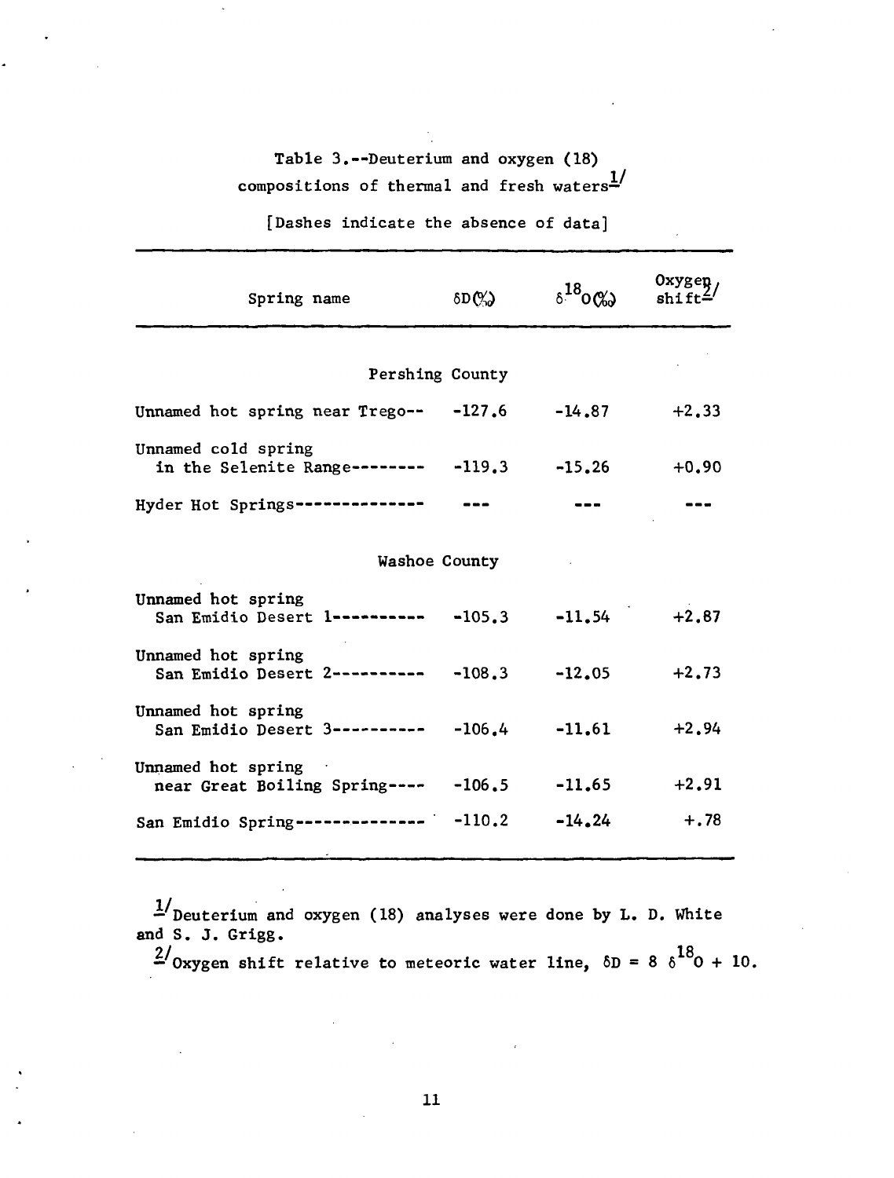Table 3.--Deuterium and oxygen (18) compositions of thermal and fresh waters[1/]

[Dashes indicate the absence of data]

| Spring name | $\delta D$(‰) | $\delta^{18}O$(‰) | Oxygen shift[2/] |
|---|---|---|---|
| Pershing County | | | |
| Unnamed hot spring near Trego-- | -127.6 | -14.87 | +2.33 |
| Unnamed cold spring in the Selenite Range-------- | -119.3 | -15.26 | +0.90 |
| Hyder Hot Springs-------------- | --- | --- | --- |
| Washoe County | | | |
| Unnamed hot spring San Emidio Desert 1---------- | -105.3 | -11.54 | +2.87 |
| Unnamed hot spring San Emidio Desert 2---------- | -108.3 | -12.05 | +2.73 |
| Unnamed hot spring San Emidio Desert 3---------- | -106.4 | -11.61 | +2.94 |
| Unnamed hot spring near Great Boiling Spring---- | -106.5 | -11.65 | +2.91 |
| San Emidio Spring-------------- | -110.2 | -14.24 | +.78 |

[1/] Deuterium and oxygen (18) analyses were done by L. D. White and S. J. Grigg.

[2/] Oxygen shift relative to meteoric water line, $\delta D = 8\ \delta^{18}O + 10$.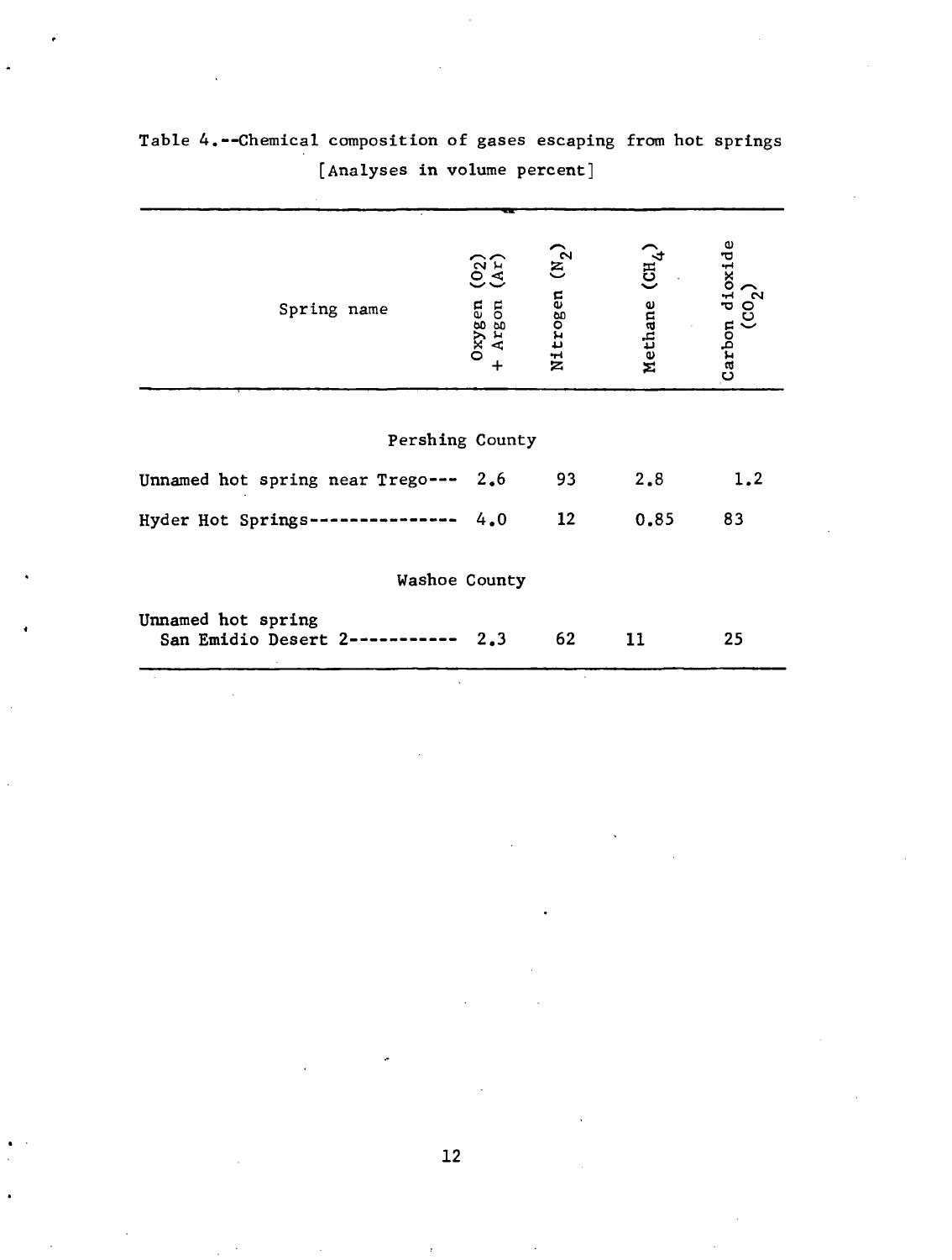Table 4.--Chemical composition of gases escaping from hot springs

[Analyses in volume percent]

| Spring name | Oxygen ($O_2$) + Argon (Ar) | Nitrogen ($N_2$) | Methane ($CH_4$) | Carbon dioxide ($CO_2$) |
|---|---|---|---|---|
| Pershing County | | | | |
| Unnamed hot spring near Trego--- | 2.6 | 93 | 2.8 | 1.2 |
| Hyder Hot Springs--------------- | 4.0 | 12 | 0.85 | 83 |
| Washoe County | | | | |
| Unnamed hot spring San Emidio Desert 2----------- | 2.3 | 62 | 11 | 25 |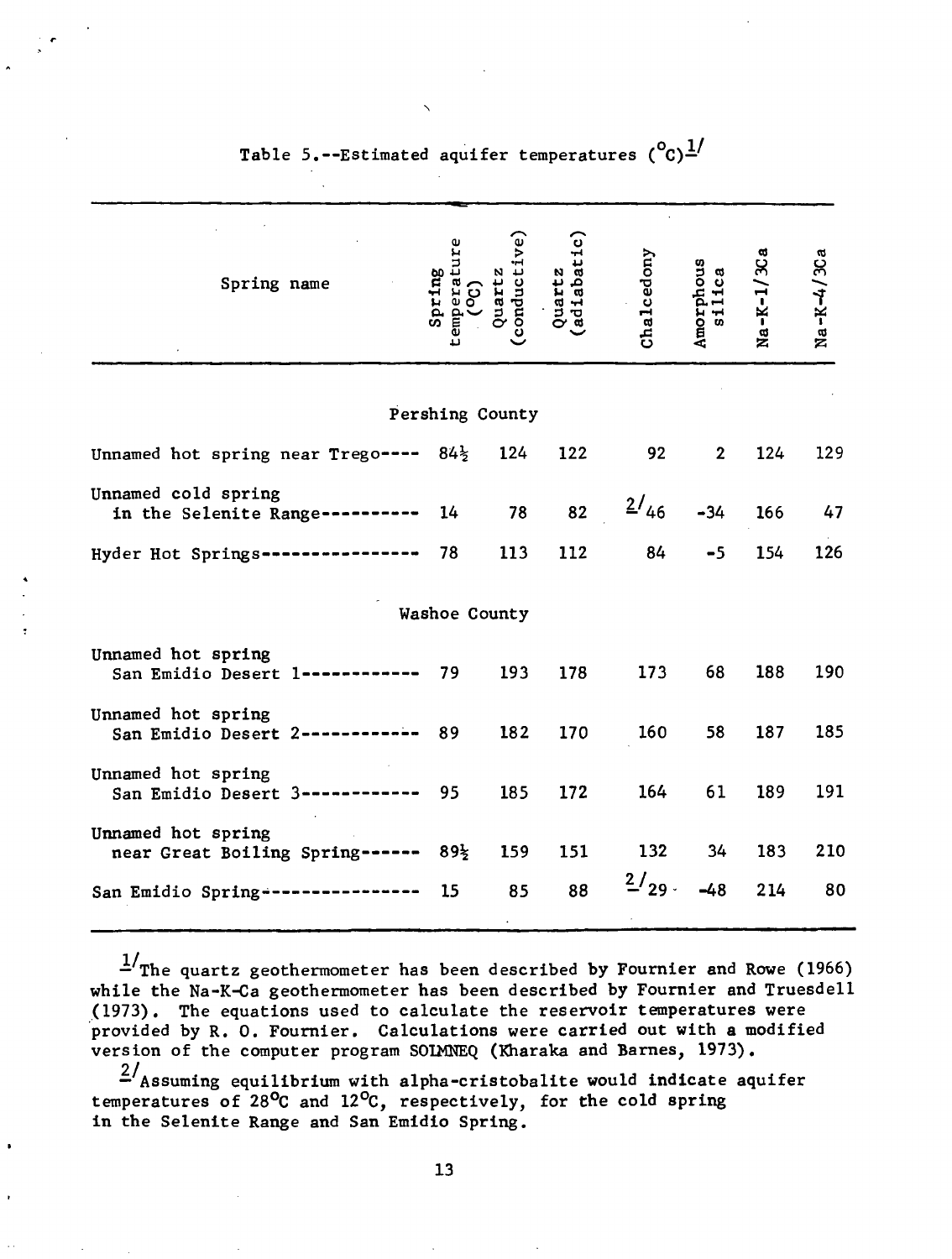Table 5.--Estimated aquifer temperatures (°C)[1/]

| Spring name | Spring temperature (°C) | Quartz (conductive) | Quartz (adiabatic) | Chalcedony | Amorphous silica | Na-K-1/3Ca | Na-K-4/3Ca |
|---|---|---|---|---|---|---|---|
| Pershing County | | | | | | | |
| Unnamed hot spring near Trego---- | 84½ | 124 | 122 | 92 | 2 | 124 | 129 |
| Unnamed cold spring in the Selenite Range---------- | 14 | 78 | 82 | [2/]46 | -34 | 166 | 47 |
| Hyder Hot Springs---------------- | 78 | 113 | 112 | 84 | -5 | 154 | 126 |
| Washoe County | | | | | | | |
| Unnamed hot spring San Emidio Desert 1------------ | 79 | 193 | 178 | 173 | 68 | 188 | 190 |
| Unnamed hot spring San Emidio Desert 2------------ | 89 | 182 | 170 | 160 | 58 | 187 | 185 |
| Unnamed hot spring San Emidio Desert 3------------ | 95 | 185 | 172 | 164 | 61 | 189 | 191 |
| Unnamed hot spring near Great Boiling Spring------ | 89½ | 159 | 151 | 132 | 34 | 183 | 210 |
| San Emidio Spring---------------- | 15 | 85 | 88 | [2/]29 | -48 | 214 | 80 |

[1/]The quartz geothermometer has been described by Fournier and Rowe (1966) while the Na-K-Ca geothermometer has been described by Fournier and Truesdell (1973). The equations used to calculate the reservoir temperatures were provided by R. O. Fournier. Calculations were carried out with a modified version of the computer program SOLMNEQ (Kharaka and Barnes, 1973).

[2/]Assuming equilibrium with alpha-cristobalite would indicate aquifer temperatures of 28°C and 12°C, respectively, for the cold spring in the Selenite Range and San Emidio Spring.